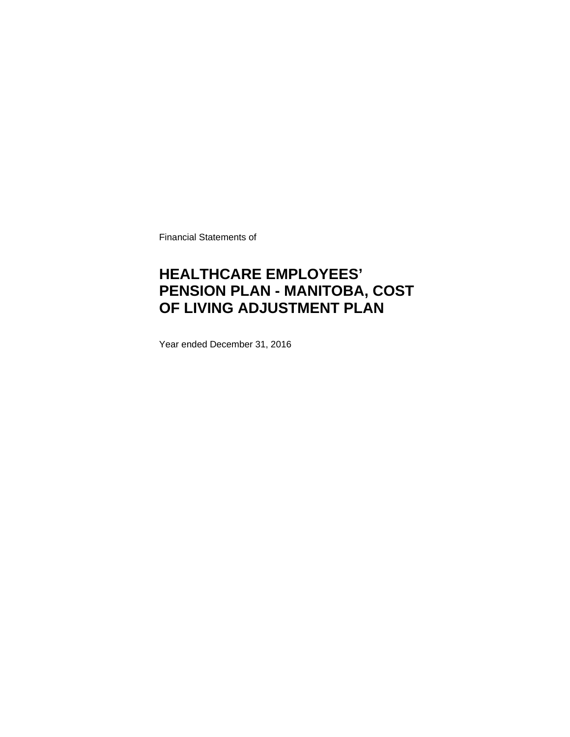Financial Statements of

# HEALTHCARE EMPLOYEES' PENSION PLAN - MANITOBA, COST OF LIVING ADJUSTMENT PLAN

Year ended December 31, 2016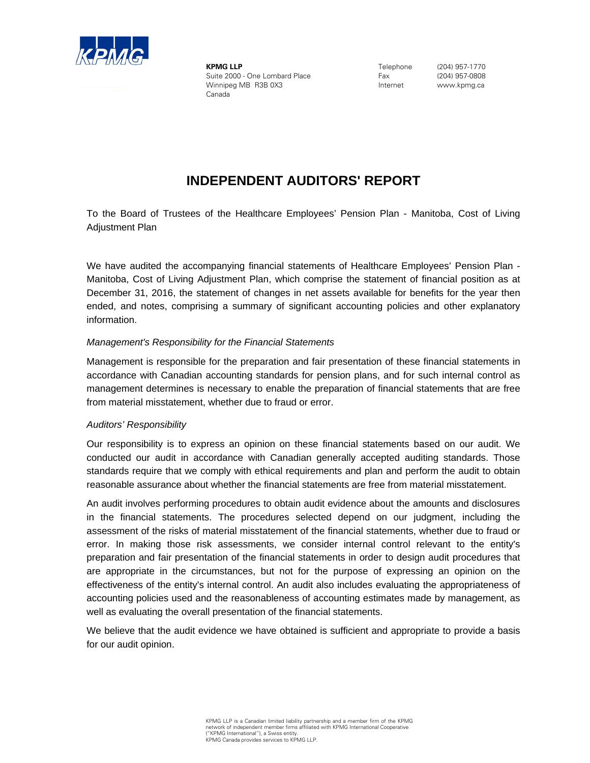**KPMG LLP**
Suite 2000 - One Lombard Place
Winnipeg MB R3B 0X3
Canada

Telephone (204) 957-1770
Fax (204) 957-0808
Internet www.kpmg.ca

# INDEPENDENT AUDITORS' REPORT

To the Board of Trustees of the Healthcare Employees' Pension Plan - Manitoba, Cost of Living Adjustment Plan

We have audited the accompanying financial statements of Healthcare Employees' Pension Plan - Manitoba, Cost of Living Adjustment Plan, which comprise the statement of financial position as at December 31, 2016, the statement of changes in net assets available for benefits for the year then ended, and notes, comprising a summary of significant accounting policies and other explanatory information.

*Management's Responsibility for the Financial Statements*

Management is responsible for the preparation and fair presentation of these financial statements in accordance with Canadian accounting standards for pension plans, and for such internal control as management determines is necessary to enable the preparation of financial statements that are free from material misstatement, whether due to fraud or error.

*Auditors' Responsibility*

Our responsibility is to express an opinion on these financial statements based on our audit. We conducted our audit in accordance with Canadian generally accepted auditing standards. Those standards require that we comply with ethical requirements and plan and perform the audit to obtain reasonable assurance about whether the financial statements are free from material misstatement.

An audit involves performing procedures to obtain audit evidence about the amounts and disclosures in the financial statements. The procedures selected depend on our judgment, including the assessment of the risks of material misstatement of the financial statements, whether due to fraud or error. In making those risk assessments, we consider internal control relevant to the entity's preparation and fair presentation of the financial statements in order to design audit procedures that are appropriate in the circumstances, but not for the purpose of expressing an opinion on the effectiveness of the entity's internal control. An audit also includes evaluating the appropriateness of accounting policies used and the reasonableness of accounting estimates made by management, as well as evaluating the overall presentation of the financial statements.

We believe that the audit evidence we have obtained is sufficient and appropriate to provide a basis for our audit opinion.

KPMG LLP is a Canadian limited liability partnership and a member firm of the KPMG network of independent member firms affiliated with KPMG International Cooperative ("KPMG International"), a Swiss entity.
KPMG Canada provides services to KPMG LLP.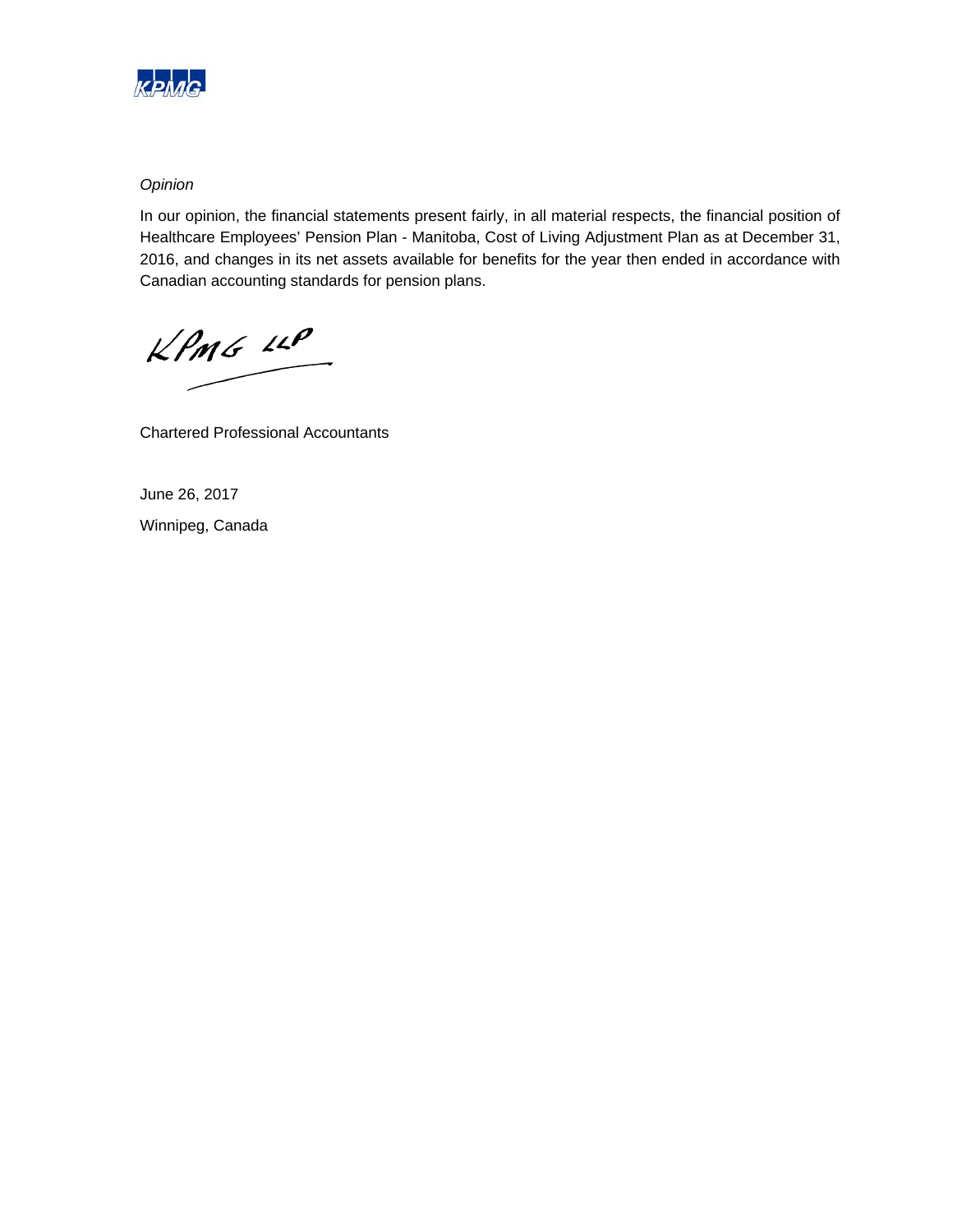*Opinion*

In our opinion, the financial statements present fairly, in all material respects, the financial position of Healthcare Employees' Pension Plan - Manitoba, Cost of Living Adjustment Plan as at December 31, 2016, and changes in its net assets available for benefits for the year then ended in accordance with Canadian accounting standards for pension plans.

KPMG LLP

Chartered Professional Accountants

June 26, 2017

Winnipeg, Canada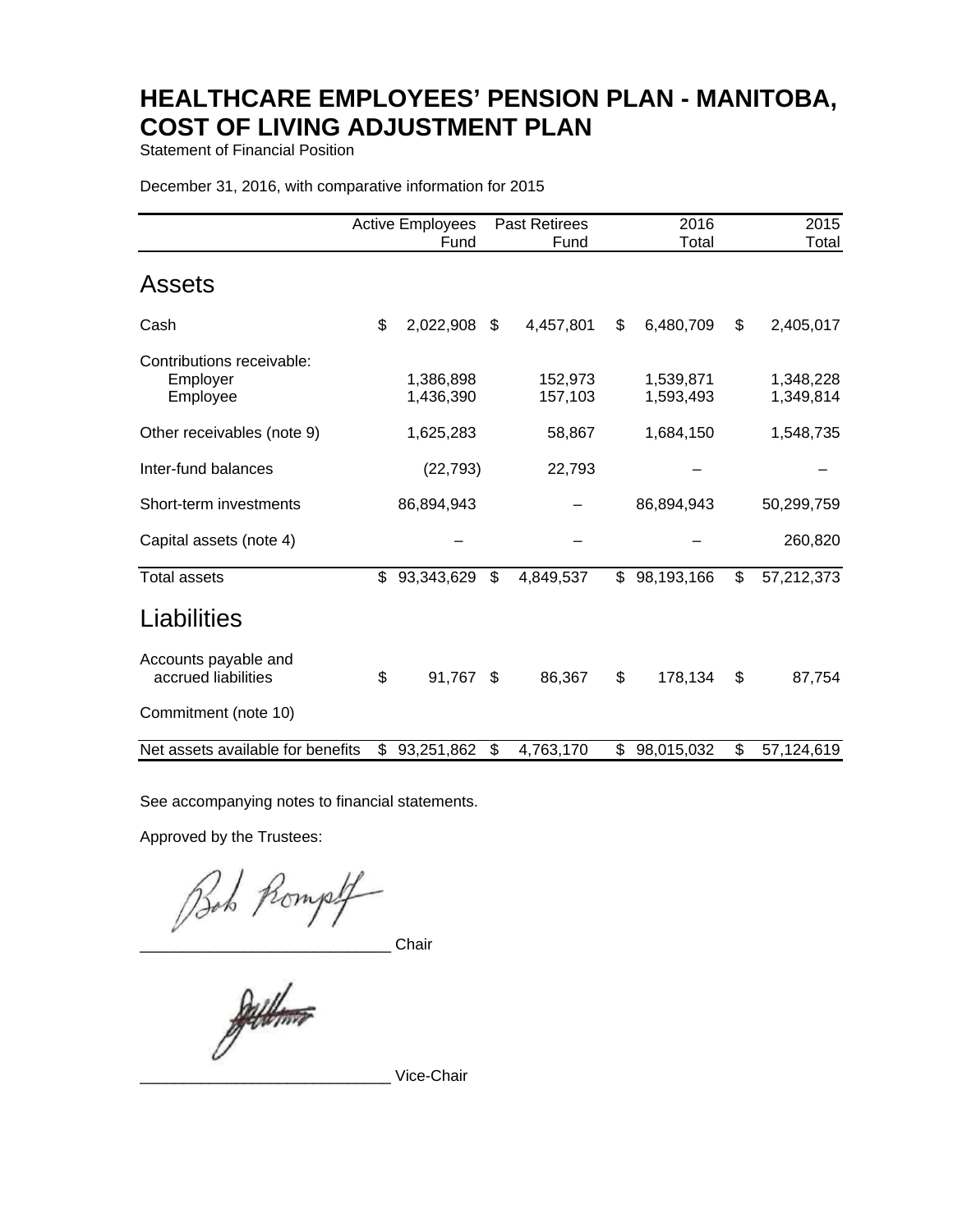# HEALTHCARE EMPLOYEES' PENSION PLAN - MANITOBA, COST OF LIVING ADJUSTMENT PLAN

Statement of Financial Position

December 31, 2016, with comparative information for 2015

| | Active Employees Fund | Past Retirees Fund | 2016 Total | 2015 Total |
|---|---|---|---|---|
| **Assets** | | | | |
| Cash | $ 2,022,908 | $ 4,457,801 | $ 6,480,709 | $ 2,405,017 |
| Contributions receivable: | | | | |
| Employer | 1,386,898 | 152,973 | 1,539,871 | 1,348,228 |
| Employee | 1,436,390 | 157,103 | 1,593,493 | 1,349,814 |
| Other receivables (note 9) | 1,625,283 | 58,867 | 1,684,150 | 1,548,735 |
| Inter-fund balances | (22,793) | 22,793 | – | – |
| Short-term investments | 86,894,943 | – | 86,894,943 | 50,299,759 |
| Capital assets (note 4) | – | – | – | 260,820 |
| Total assets | $ 93,343,629 | $ 4,849,537 | $ 98,193,166 | $ 57,212,373 |
| **Liabilities** | | | | |
| Accounts payable and accrued liabilities | $ 91,767 | $ 86,367 | $ 178,134 | $ 87,754 |
| Commitment (note 10) | | | | |
| Net assets available for benefits | $ 93,251,862 | $ 4,763,170 | $ 98,015,032 | $ 57,124,619 |

See accompanying notes to financial statements.

Approved by the Trustees:

_____________________________ Chair

_____________________________ Vice-Chair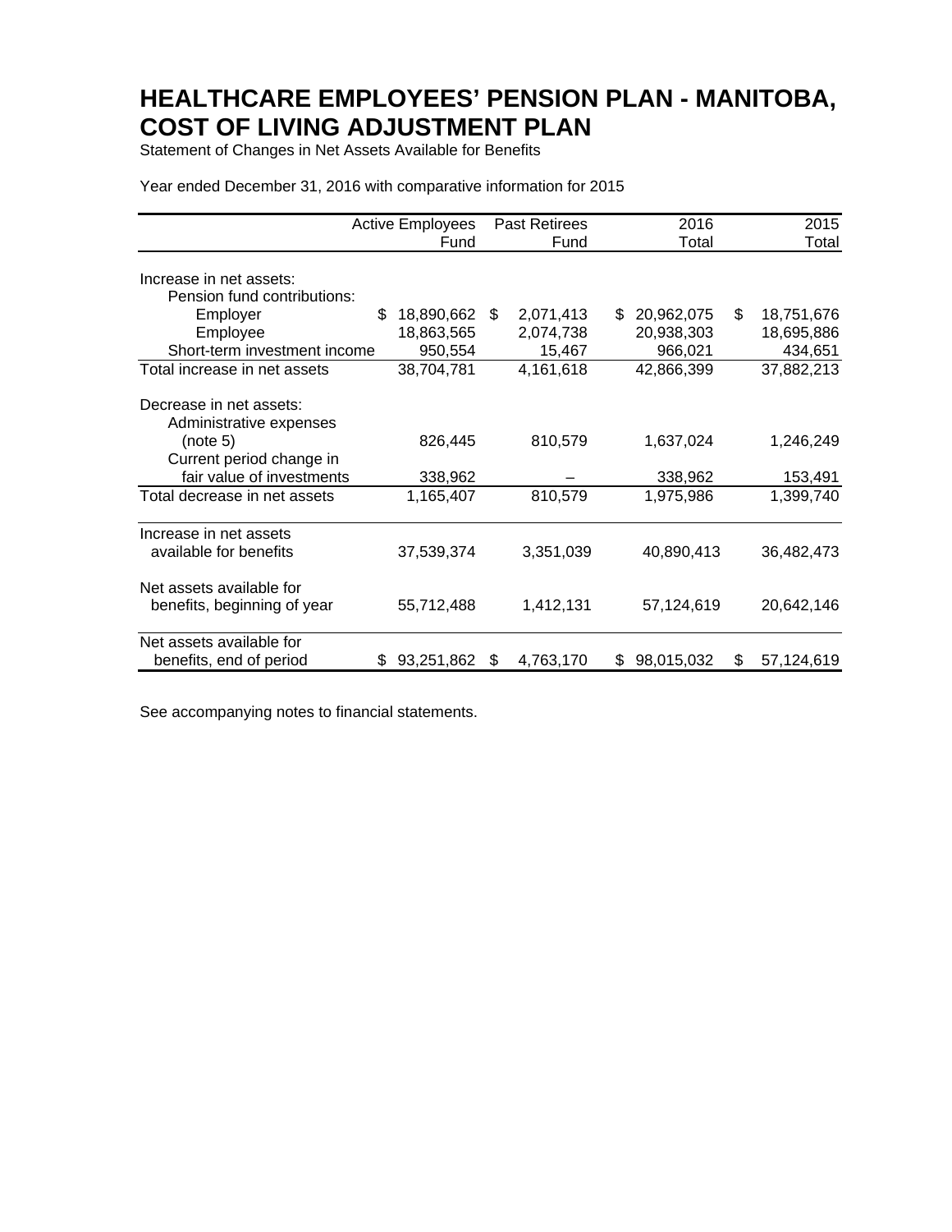# HEALTHCARE EMPLOYEES' PENSION PLAN - MANITOBA, COST OF LIVING ADJUSTMENT PLAN

Statement of Changes in Net Assets Available for Benefits

Year ended December 31, 2016 with comparative information for 2015

| | Active Employees Fund | Past Retirees Fund | 2016 Total | 2015 Total |
|---|---|---|---|---|
| Increase in net assets: | | | | |
| Pension fund contributions: | | | | |
| Employer | $ 18,890,662 | $ 2,071,413 | $ 20,962,075 | $ 18,751,676 |
| Employee | 18,863,565 | 2,074,738 | 20,938,303 | 18,695,886 |
| Short-term investment income | 950,554 | 15,467 | 966,021 | 434,651 |
| Total increase in net assets | 38,704,781 | 4,161,618 | 42,866,399 | 37,882,213 |
| Decrease in net assets: | | | | |
| Administrative expenses (note 5) | 826,445 | 810,579 | 1,637,024 | 1,246,249 |
| Current period change in fair value of investments | 338,962 | – | 338,962 | 153,491 |
| Total decrease in net assets | 1,165,407 | 810,579 | 1,975,986 | 1,399,740 |
| Increase in net assets available for benefits | 37,539,374 | 3,351,039 | 40,890,413 | 36,482,473 |
| Net assets available for benefits, beginning of year | 55,712,488 | 1,412,131 | 57,124,619 | 20,642,146 |
| Net assets available for benefits, end of period | $ 93,251,862 | $ 4,763,170 | $ 98,015,032 | $ 57,124,619 |

See accompanying notes to financial statements.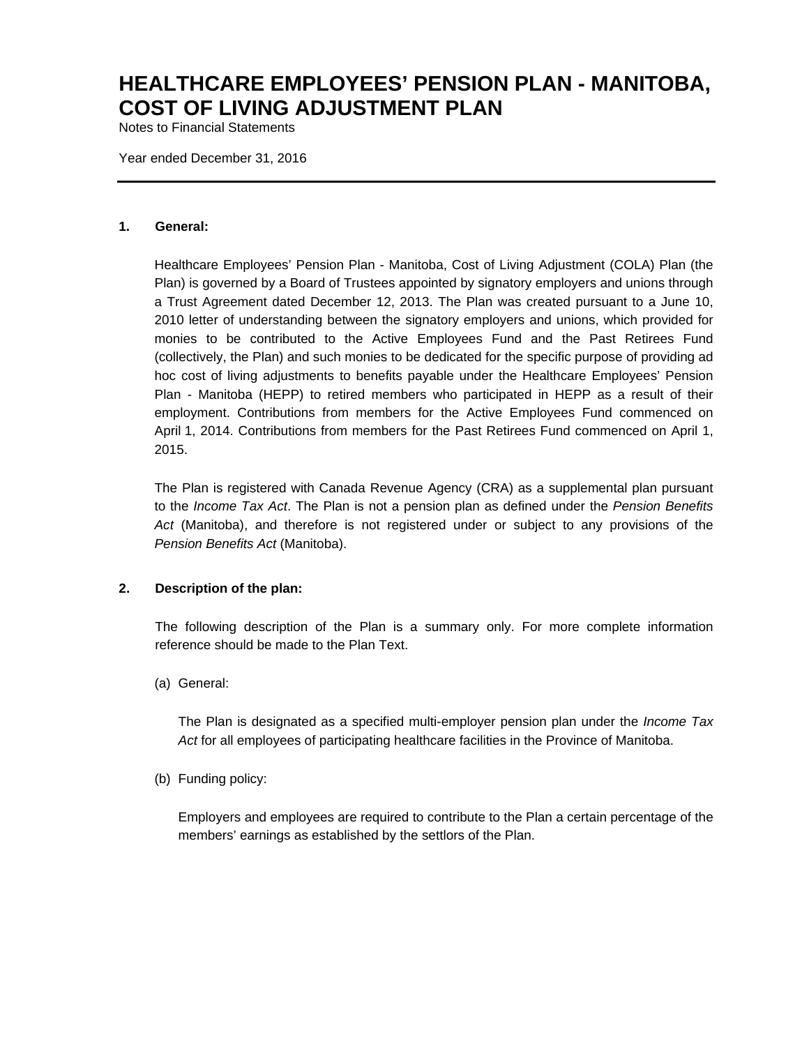# HEALTHCARE EMPLOYEES' PENSION PLAN - MANITOBA, COST OF LIVING ADJUSTMENT PLAN

Notes to Financial Statements

Year ended December 31, 2016

---

## 1. General:

Healthcare Employees' Pension Plan - Manitoba, Cost of Living Adjustment (COLA) Plan (the Plan) is governed by a Board of Trustees appointed by signatory employers and unions through a Trust Agreement dated December 12, 2013. The Plan was created pursuant to a June 10, 2010 letter of understanding between the signatory employers and unions, which provided for monies to be contributed to the Active Employees Fund and the Past Retirees Fund (collectively, the Plan) and such monies to be dedicated for the specific purpose of providing ad hoc cost of living adjustments to benefits payable under the Healthcare Employees' Pension Plan - Manitoba (HEPP) to retired members who participated in HEPP as a result of their employment. Contributions from members for the Active Employees Fund commenced on April 1, 2014. Contributions from members for the Past Retirees Fund commenced on April 1, 2015.

The Plan is registered with Canada Revenue Agency (CRA) as a supplemental plan pursuant to the *Income Tax Act*. The Plan is not a pension plan as defined under the *Pension Benefits Act* (Manitoba), and therefore is not registered under or subject to any provisions of the *Pension Benefits Act* (Manitoba).

## 2. Description of the plan:

The following description of the Plan is a summary only. For more complete information reference should be made to the Plan Text.

(a) General:

The Plan is designated as a specified multi-employer pension plan under the *Income Tax Act* for all employees of participating healthcare facilities in the Province of Manitoba.

(b) Funding policy:

Employers and employees are required to contribute to the Plan a certain percentage of the members' earnings as established by the settlors of the Plan.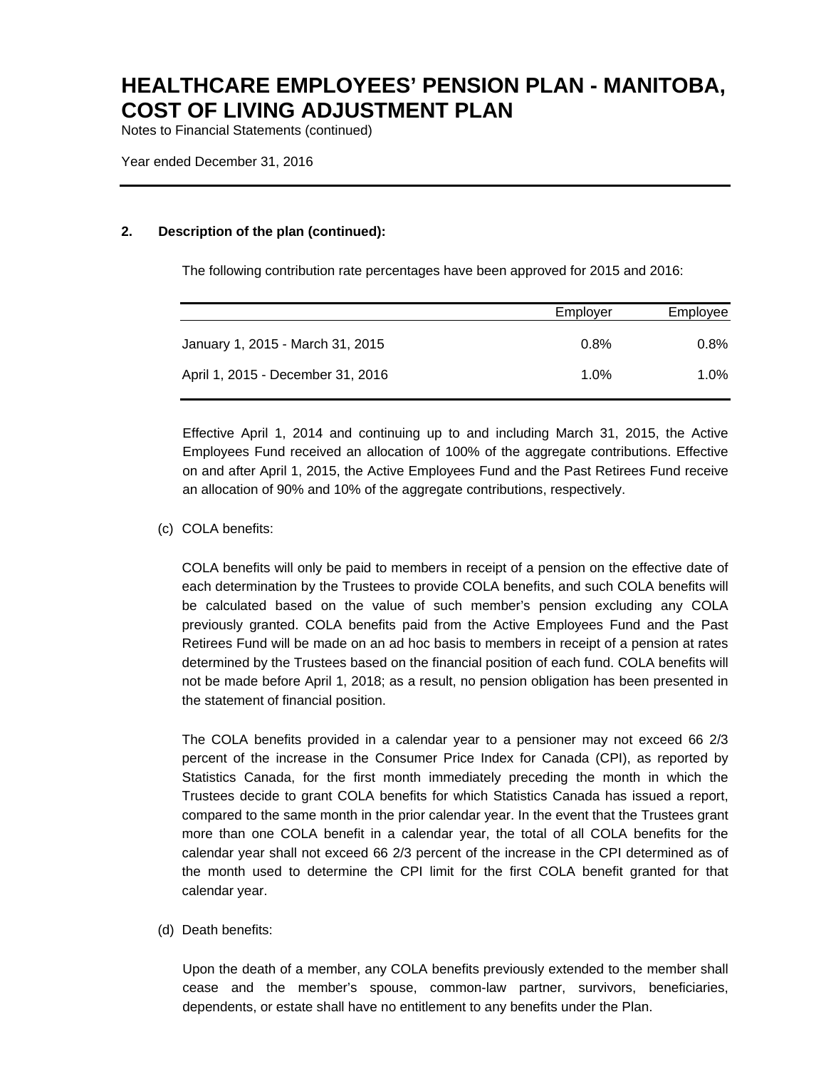## 2. Description of the plan (continued):

The following contribution rate percentages have been approved for 2015 and 2016:

| | Employer | Employee |
|---|---|---|
| January 1, 2015 - March 31, 2015 | 0.8% | 0.8% |
| April 1, 2015 - December 31, 2016 | 1.0% | 1.0% |

Effective April 1, 2014 and continuing up to and including March 31, 2015, the Active Employees Fund received an allocation of 100% of the aggregate contributions. Effective on and after April 1, 2015, the Active Employees Fund and the Past Retirees Fund receive an allocation of 90% and 10% of the aggregate contributions, respectively.

(c) COLA benefits:

COLA benefits will only be paid to members in receipt of a pension on the effective date of each determination by the Trustees to provide COLA benefits, and such COLA benefits will be calculated based on the value of such member's pension excluding any COLA previously granted. COLA benefits paid from the Active Employees Fund and the Past Retirees Fund will be made on an ad hoc basis to members in receipt of a pension at rates determined by the Trustees based on the financial position of each fund. COLA benefits will not be made before April 1, 2018; as a result, no pension obligation has been presented in the statement of financial position.

The COLA benefits provided in a calendar year to a pensioner may not exceed 66 2/3 percent of the increase in the Consumer Price Index for Canada (CPI), as reported by Statistics Canada, for the first month immediately preceding the month in which the Trustees decide to grant COLA benefits for which Statistics Canada has issued a report, compared to the same month in the prior calendar year. In the event that the Trustees grant more than one COLA benefit in a calendar year, the total of all COLA benefits for the calendar year shall not exceed 66 2/3 percent of the increase in the CPI determined as of the month used to determine the CPI limit for the first COLA benefit granted for that calendar year.

(d) Death benefits:

Upon the death of a member, any COLA benefits previously extended to the member shall cease and the member's spouse, common-law partner, survivors, beneficiaries, dependents, or estate shall have no entitlement to any benefits under the Plan.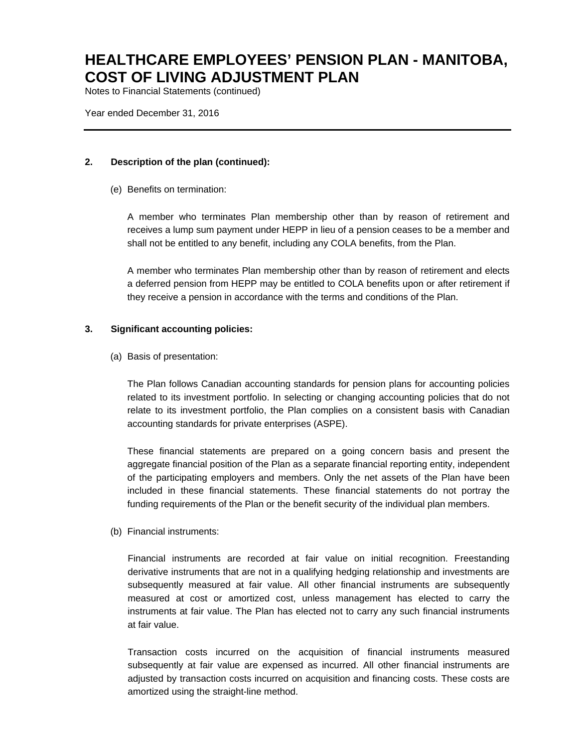## 2. Description of the plan (continued):

(e) Benefits on termination:

A member who terminates Plan membership other than by reason of retirement and receives a lump sum payment under HEPP in lieu of a pension ceases to be a member and shall not be entitled to any benefit, including any COLA benefits, from the Plan.

A member who terminates Plan membership other than by reason of retirement and elects a deferred pension from HEPP may be entitled to COLA benefits upon or after retirement if they receive a pension in accordance with the terms and conditions of the Plan.

## 3. Significant accounting policies:

(a) Basis of presentation:

The Plan follows Canadian accounting standards for pension plans for accounting policies related to its investment portfolio. In selecting or changing accounting policies that do not relate to its investment portfolio, the Plan complies on a consistent basis with Canadian accounting standards for private enterprises (ASPE).

These financial statements are prepared on a going concern basis and present the aggregate financial position of the Plan as a separate financial reporting entity, independent of the participating employers and members. Only the net assets of the Plan have been included in these financial statements. These financial statements do not portray the funding requirements of the Plan or the benefit security of the individual plan members.

(b) Financial instruments:

Financial instruments are recorded at fair value on initial recognition. Freestanding derivative instruments that are not in a qualifying hedging relationship and investments are subsequently measured at fair value. All other financial instruments are subsequently measured at cost or amortized cost, unless management has elected to carry the instruments at fair value. The Plan has elected not to carry any such financial instruments at fair value.

Transaction costs incurred on the acquisition of financial instruments measured subsequently at fair value are expensed as incurred. All other financial instruments are adjusted by transaction costs incurred on acquisition and financing costs. These costs are amortized using the straight-line method.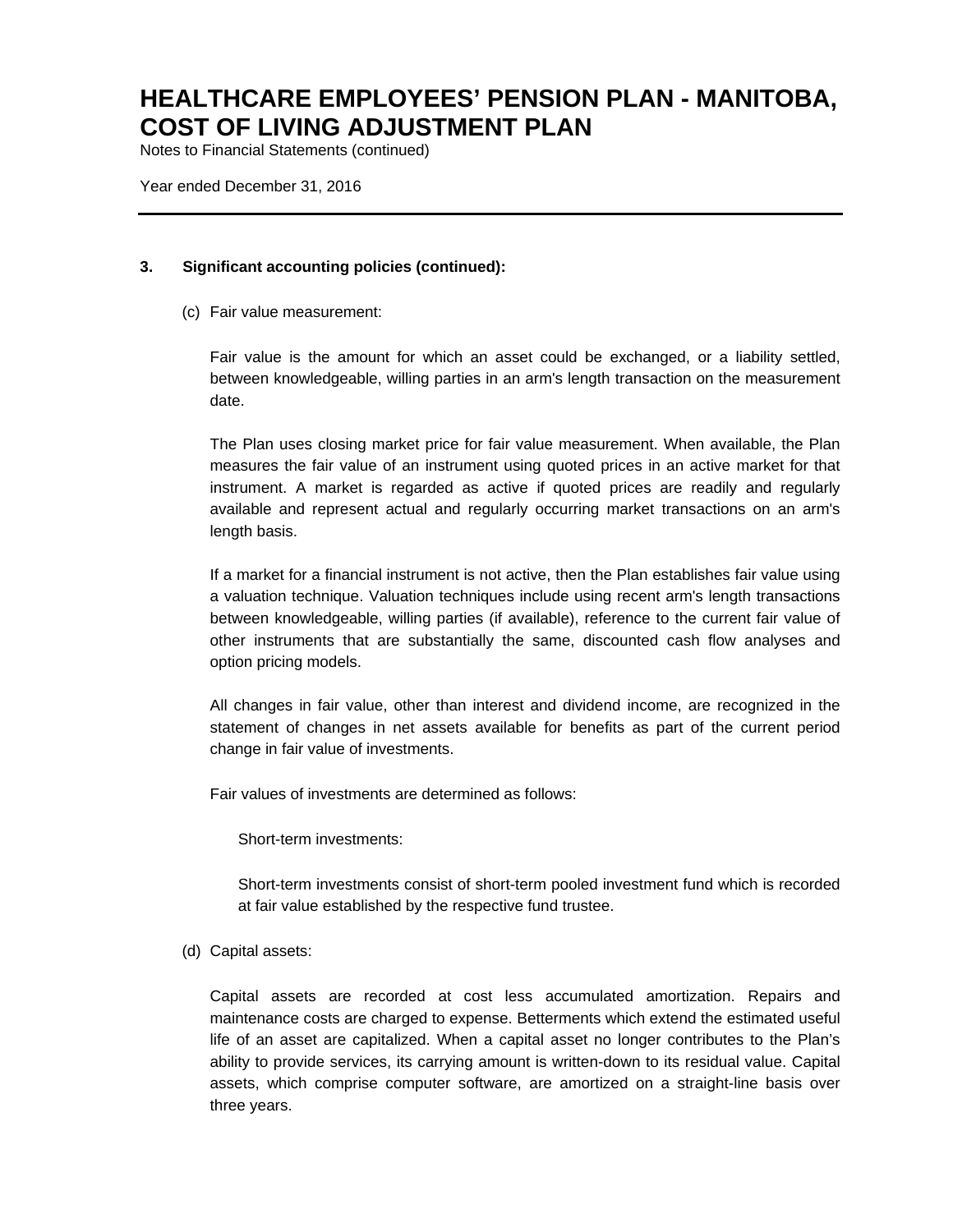# HEALTHCARE EMPLOYEES' PENSION PLAN - MANITOBA, COST OF LIVING ADJUSTMENT PLAN

Notes to Financial Statements (continued)

Year ended December 31, 2016

---

**3. Significant accounting policies (continued):**

(c) Fair value measurement:

Fair value is the amount for which an asset could be exchanged, or a liability settled, between knowledgeable, willing parties in an arm's length transaction on the measurement date.

The Plan uses closing market price for fair value measurement. When available, the Plan measures the fair value of an instrument using quoted prices in an active market for that instrument. A market is regarded as active if quoted prices are readily and regularly available and represent actual and regularly occurring market transactions on an arm's length basis.

If a market for a financial instrument is not active, then the Plan establishes fair value using a valuation technique. Valuation techniques include using recent arm's length transactions between knowledgeable, willing parties (if available), reference to the current fair value of other instruments that are substantially the same, discounted cash flow analyses and option pricing models.

All changes in fair value, other than interest and dividend income, are recognized in the statement of changes in net assets available for benefits as part of the current period change in fair value of investments.

Fair values of investments are determined as follows:

Short-term investments:

Short-term investments consist of short-term pooled investment fund which is recorded at fair value established by the respective fund trustee.

(d) Capital assets:

Capital assets are recorded at cost less accumulated amortization. Repairs and maintenance costs are charged to expense. Betterments which extend the estimated useful life of an asset are capitalized. When a capital asset no longer contributes to the Plan's ability to provide services, its carrying amount is written-down to its residual value. Capital assets, which comprise computer software, are amortized on a straight-line basis over three years.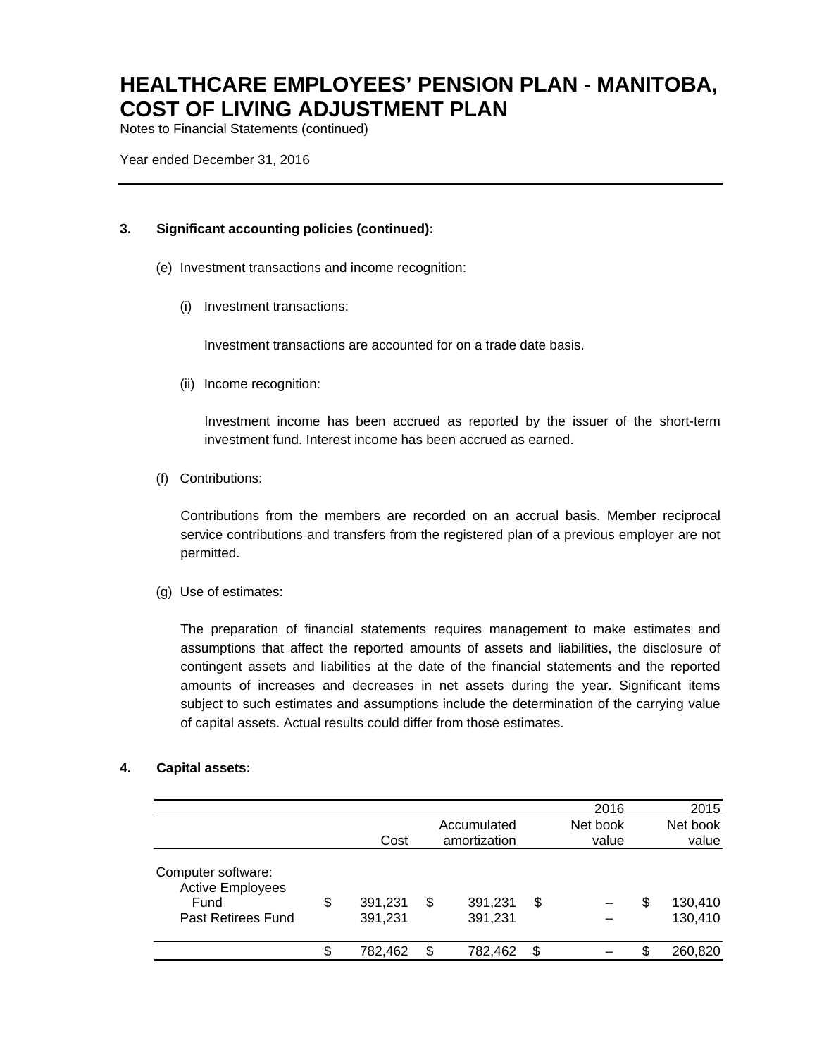# HEALTHCARE EMPLOYEES' PENSION PLAN - MANITOBA, COST OF LIVING ADJUSTMENT PLAN

Notes to Financial Statements (continued)

Year ended December 31, 2016

## 3. Significant accounting policies (continued):

(e) Investment transactions and income recognition:

(i) Investment transactions:

Investment transactions are accounted for on a trade date basis.

(ii) Income recognition:

Investment income has been accrued as reported by the issuer of the short-term investment fund. Interest income has been accrued as earned.

(f) Contributions:

Contributions from the members are recorded on an accrual basis. Member reciprocal service contributions and transfers from the registered plan of a previous employer are not permitted.

(g) Use of estimates:

The preparation of financial statements requires management to make estimates and assumptions that affect the reported amounts of assets and liabilities, the disclosure of contingent assets and liabilities at the date of the financial statements and the reported amounts of increases and decreases in net assets during the year. Significant items subject to such estimates and assumptions include the determination of the carrying value of capital assets. Actual results could differ from those estimates.

## 4. Capital assets:

| | | | 2016 | 2015 |
|---|---|---|---|---|
| | Cost | Accumulated amortization | Net book value | Net book value |
| Computer software: | | | | |
| Active Employees Fund | $ 391,231 | $ 391,231 | $ – | $ 130,410 |
| Past Retirees Fund | 391,231 | 391,231 | – | 130,410 |
| | $ 782,462 | $ 782,462 | $ – | $ 260,820 |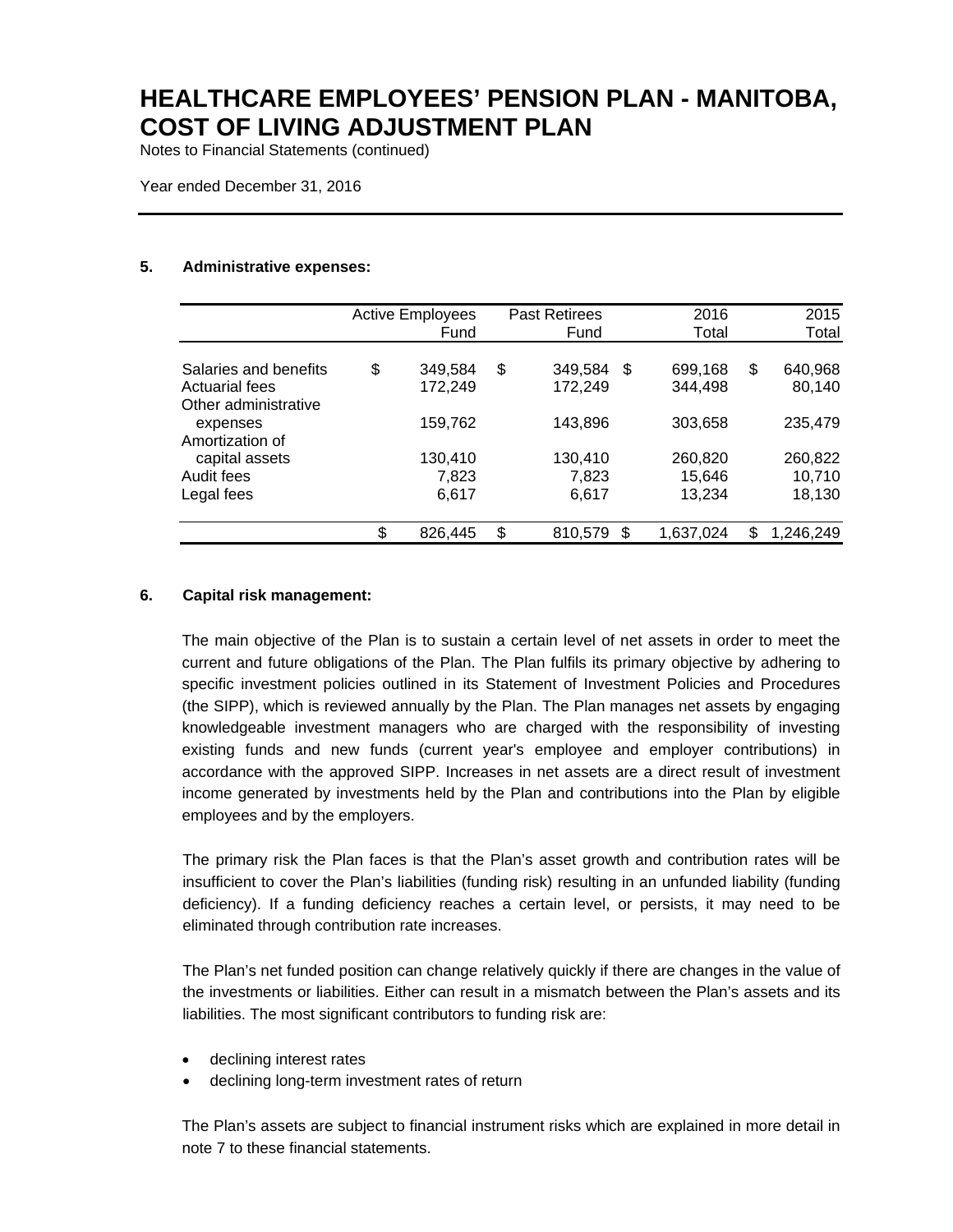# HEALTHCARE EMPLOYEES' PENSION PLAN - MANITOBA, COST OF LIVING ADJUSTMENT PLAN

Notes to Financial Statements (continued)

Year ended December 31, 2016

## 5. Administrative expenses:

| | Active Employees Fund | Past Retirees Fund | 2016 Total | 2015 Total |
|---|---|---|---|---|
| Salaries and benefits | $ 349,584 | $ 349,584 | $ 699,168 | $ 640,968 |
| Actuarial fees | 172,249 | 172,249 | 344,498 | 80,140 |
| Other administrative expenses | 159,762 | 143,896 | 303,658 | 235,479 |
| Amortization of capital assets | 130,410 | 130,410 | 260,820 | 260,822 |
| Audit fees | 7,823 | 7,823 | 15,646 | 10,710 |
| Legal fees | 6,617 | 6,617 | 13,234 | 18,130 |
| | $ 826,445 | $ 810,579 | $ 1,637,024 | $ 1,246,249 |

## 6. Capital risk management:

The main objective of the Plan is to sustain a certain level of net assets in order to meet the current and future obligations of the Plan. The Plan fulfils its primary objective by adhering to specific investment policies outlined in its Statement of Investment Policies and Procedures (the SIPP), which is reviewed annually by the Plan. The Plan manages net assets by engaging knowledgeable investment managers who are charged with the responsibility of investing existing funds and new funds (current year's employee and employer contributions) in accordance with the approved SIPP. Increases in net assets are a direct result of investment income generated by investments held by the Plan and contributions into the Plan by eligible employees and by the employers.

The primary risk the Plan faces is that the Plan's asset growth and contribution rates will be insufficient to cover the Plan's liabilities (funding risk) resulting in an unfunded liability (funding deficiency). If a funding deficiency reaches a certain level, or persists, it may need to be eliminated through contribution rate increases.

The Plan's net funded position can change relatively quickly if there are changes in the value of the investments or liabilities. Either can result in a mismatch between the Plan's assets and its liabilities. The most significant contributors to funding risk are:

- declining interest rates
- declining long-term investment rates of return

The Plan's assets are subject to financial instrument risks which are explained in more detail in note 7 to these financial statements.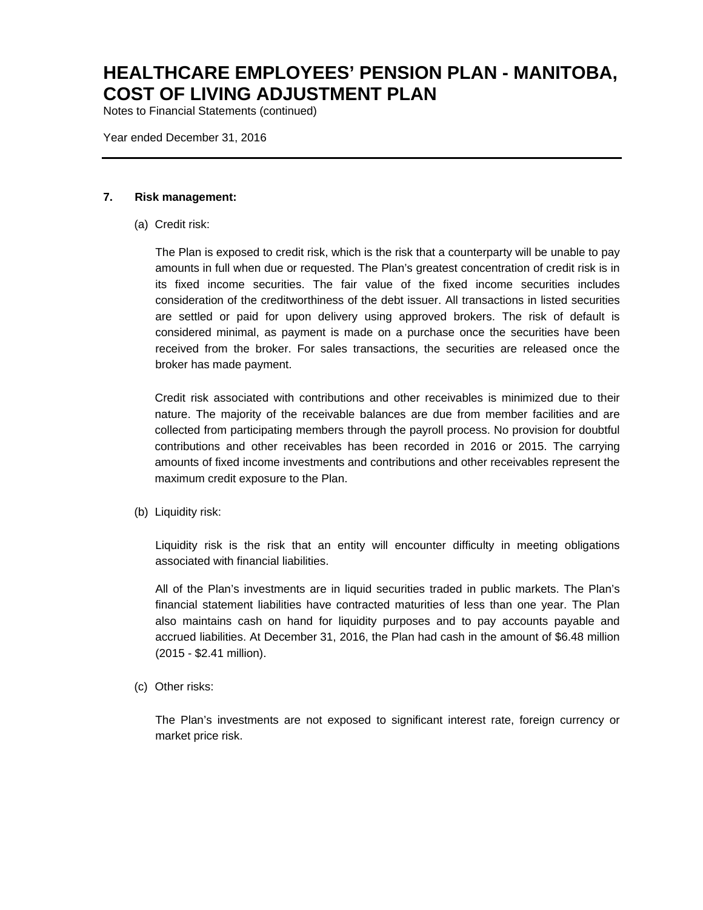## 7. Risk management:

(a) Credit risk:

The Plan is exposed to credit risk, which is the risk that a counterparty will be unable to pay amounts in full when due or requested. The Plan's greatest concentration of credit risk is in its fixed income securities. The fair value of the fixed income securities includes consideration of the creditworthiness of the debt issuer. All transactions in listed securities are settled or paid for upon delivery using approved brokers. The risk of default is considered minimal, as payment is made on a purchase once the securities have been received from the broker. For sales transactions, the securities are released once the broker has made payment.

Credit risk associated with contributions and other receivables is minimized due to their nature. The majority of the receivable balances are due from member facilities and are collected from participating members through the payroll process. No provision for doubtful contributions and other receivables has been recorded in 2016 or 2015. The carrying amounts of fixed income investments and contributions and other receivables represent the maximum credit exposure to the Plan.

(b) Liquidity risk:

Liquidity risk is the risk that an entity will encounter difficulty in meeting obligations associated with financial liabilities.

All of the Plan's investments are in liquid securities traded in public markets. The Plan's financial statement liabilities have contracted maturities of less than one year. The Plan also maintains cash on hand for liquidity purposes and to pay accounts payable and accrued liabilities. At December 31, 2016, the Plan had cash in the amount of $6.48 million (2015 - $2.41 million).

(c) Other risks:

The Plan's investments are not exposed to significant interest rate, foreign currency or market price risk.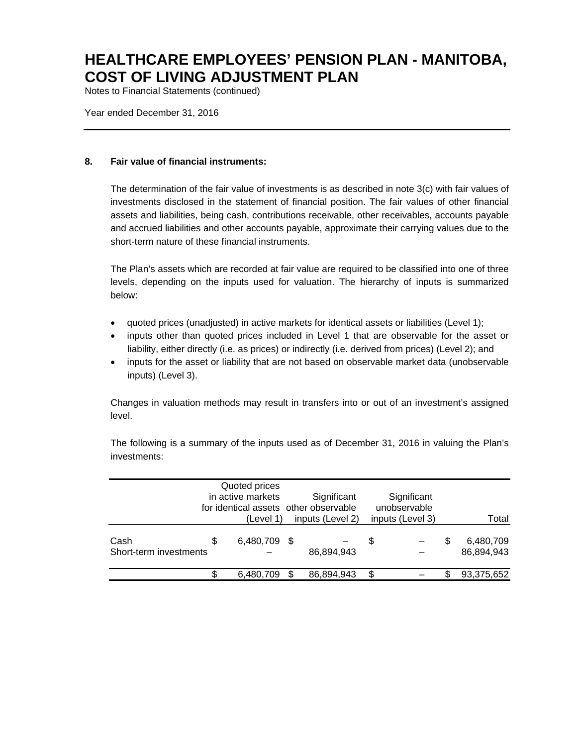# HEALTHCARE EMPLOYEES' PENSION PLAN - MANITOBA, COST OF LIVING ADJUSTMENT PLAN

Notes to Financial Statements (continued)

Year ended December 31, 2016

**8. Fair value of financial instruments:**

The determination of the fair value of investments is as described in note 3(c) with fair values of investments disclosed in the statement of financial position. The fair values of other financial assets and liabilities, being cash, contributions receivable, other receivables, accounts payable and accrued liabilities and other accounts payable, approximate their carrying values due to the short-term nature of these financial instruments.

The Plan's assets which are recorded at fair value are required to be classified into one of three levels, depending on the inputs used for valuation. The hierarchy of inputs is summarized below:

- quoted prices (unadjusted) in active markets for identical assets or liabilities (Level 1);
- inputs other than quoted prices included in Level 1 that are observable for the asset or liability, either directly (i.e. as prices) or indirectly (i.e. derived from prices) (Level 2); and
- inputs for the asset or liability that are not based on observable market data (unobservable inputs) (Level 3).

Changes in valuation methods may result in transfers into or out of an investment's assigned level.

The following is a summary of the inputs used as of December 31, 2016 in valuing the Plan's investments:

| | Quoted prices in active markets for identical assets (Level 1) | Significant other observable inputs (Level 2) | Significant unobservable inputs (Level 3) | Total |
|---|---|---|---|---|
| Cash | $ 6,480,709 | $ – | $ – | $ 6,480,709 |
| Short-term investments | – | 86,894,943 | – | 86,894,943 |
| | $ 6,480,709 | $ 86,894,943 | $ – | $ 93,375,652 |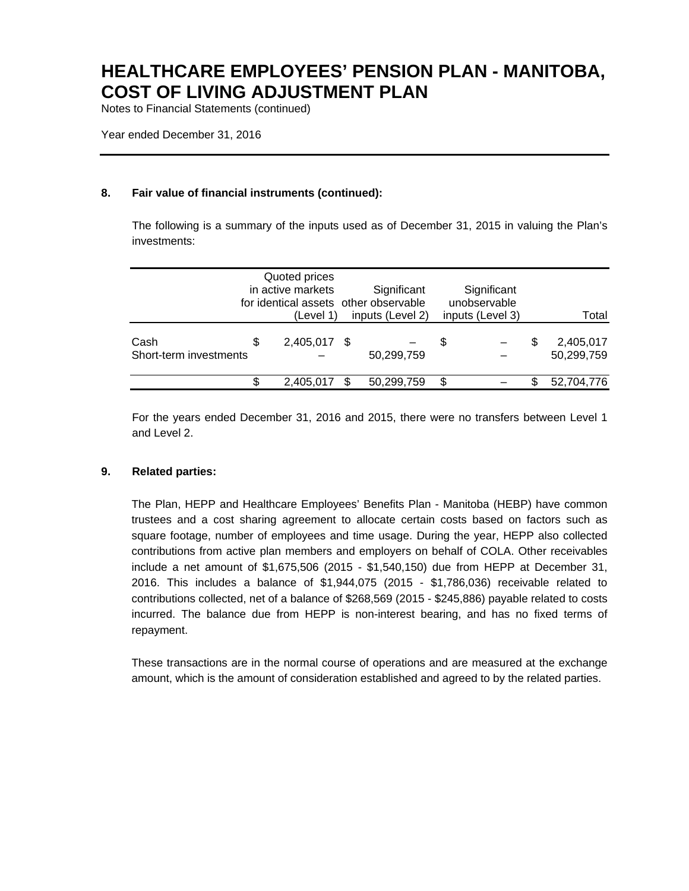# HEALTHCARE EMPLOYEES' PENSION PLAN - MANITOBA, COST OF LIVING ADJUSTMENT PLAN

Notes to Financial Statements (continued)

Year ended December 31, 2016

## 8. Fair value of financial instruments (continued):

The following is a summary of the inputs used as of December 31, 2015 in valuing the Plan's investments:

| | Quoted prices in active markets for identical assets (Level 1) | Significant other observable inputs (Level 2) | Significant unobservable inputs (Level 3) | Total |
|---|---|---|---|---|
| Cash | $ 2,405,017 | $ – | $ – | $ 2,405,017 |
| Short-term investments | – | 50,299,759 | – | 50,299,759 |
| | $ 2,405,017 | $ 50,299,759 | $ – | $ 52,704,776 |

For the years ended December 31, 2016 and 2015, there were no transfers between Level 1 and Level 2.

## 9. Related parties:

The Plan, HEPP and Healthcare Employees' Benefits Plan - Manitoba (HEBP) have common trustees and a cost sharing agreement to allocate certain costs based on factors such as square footage, number of employees and time usage. During the year, HEPP also collected contributions from active plan members and employers on behalf of COLA. Other receivables include a net amount of $1,675,506 (2015 - $1,540,150) due from HEPP at December 31, 2016. This includes a balance of $1,944,075 (2015 - $1,786,036) receivable related to contributions collected, net of a balance of $268,569 (2015 - $245,886) payable related to costs incurred. The balance due from HEPP is non-interest bearing, and has no fixed terms of repayment.

These transactions are in the normal course of operations and are measured at the exchange amount, which is the amount of consideration established and agreed to by the related parties.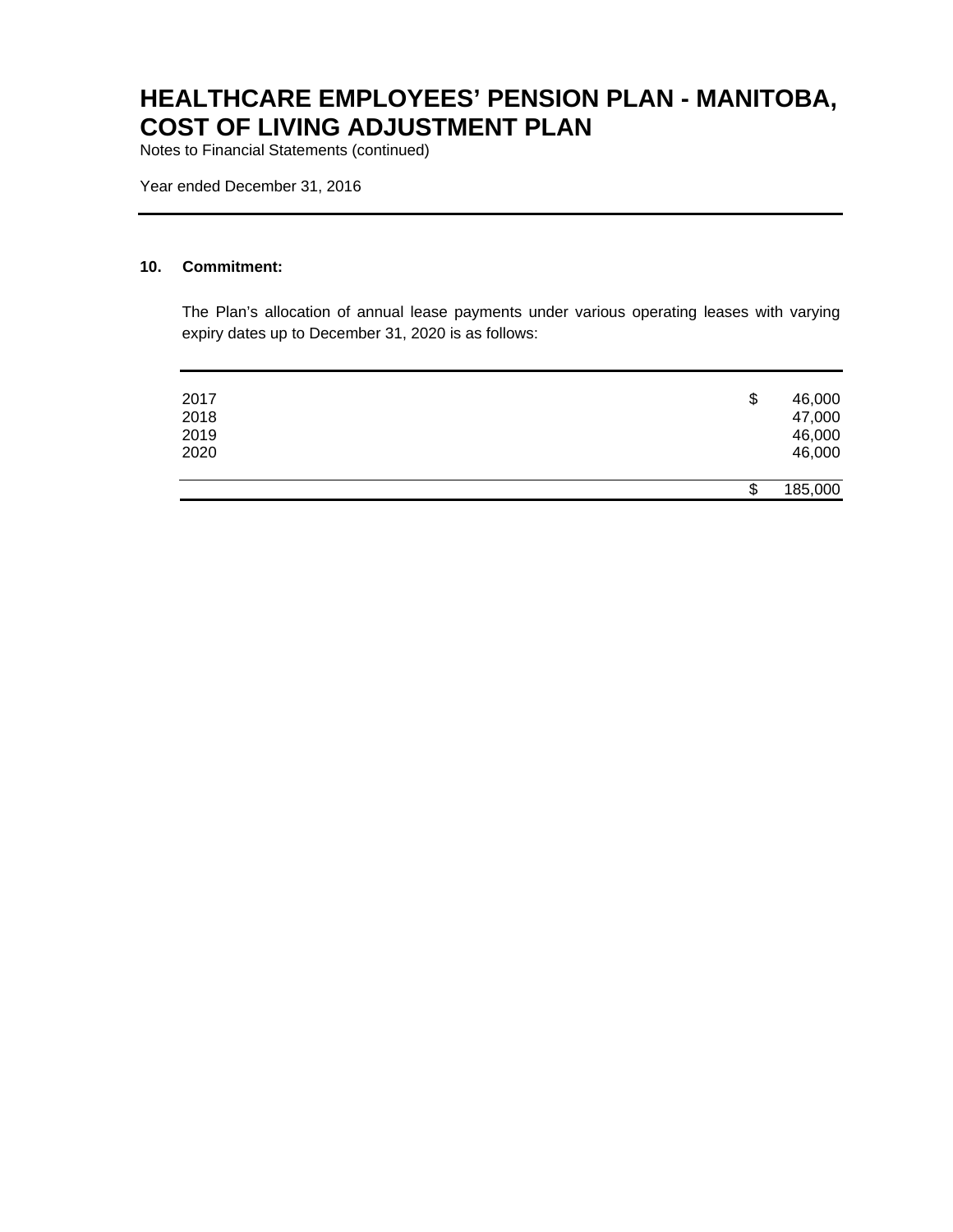# HEALTHCARE EMPLOYEES' PENSION PLAN - MANITOBA, COST OF LIVING ADJUSTMENT PLAN

Notes to Financial Statements (continued)

Year ended December 31, 2016

## 10. Commitment:

The Plan's allocation of annual lease payments under various operating leases with varying expiry dates up to December 31, 2020 is as follows:

| | |
|---|---|
| 2017 | $ 46,000 |
| 2018 | 47,000 |
| 2019 | 46,000 |
| 2020 | 46,000 |
| | $ 185,000 |